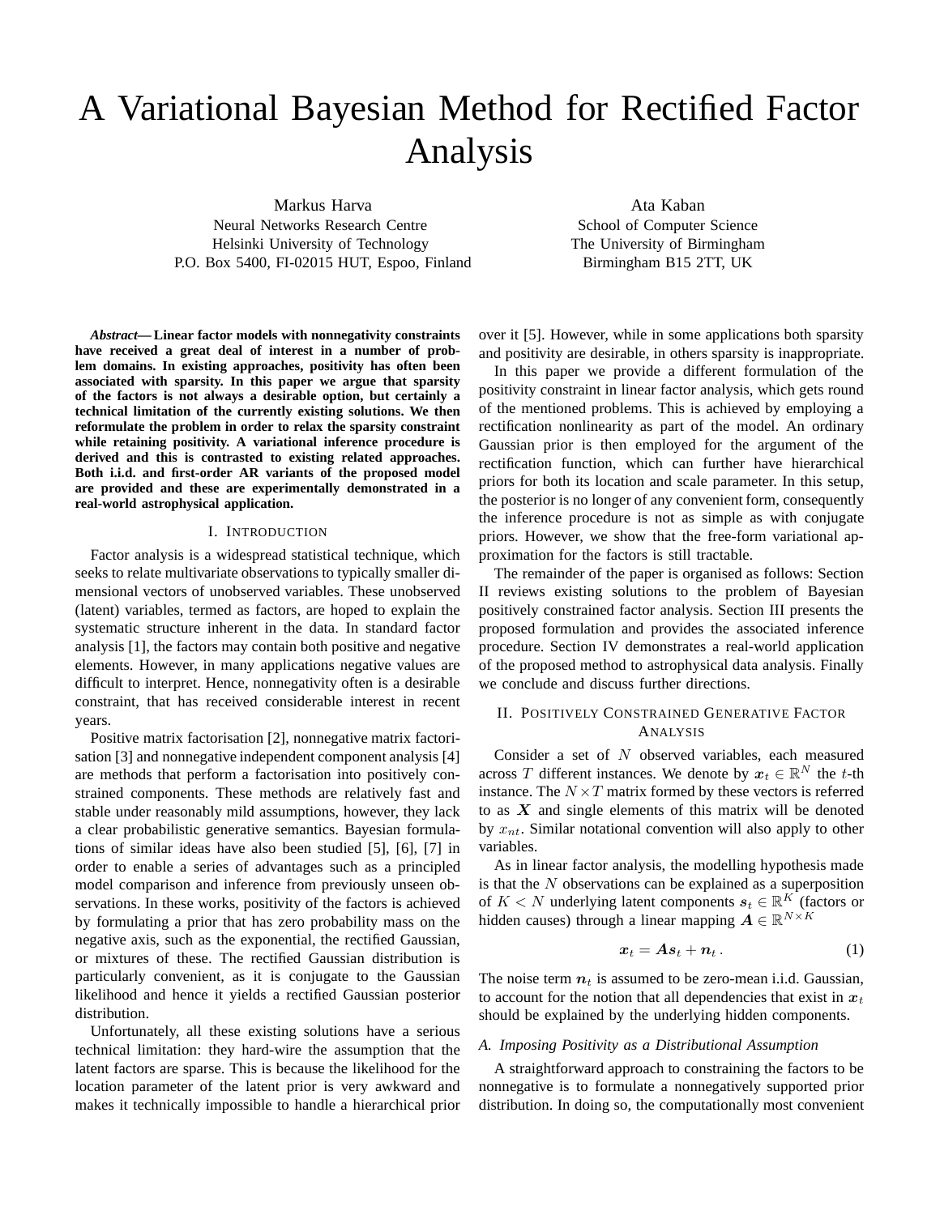# A Variational Bayesian Method for Rectified Factor Analysis

Markus Harva
Neural Networks Research Centre
Helsinki University of Technology
P.O. Box 5400, FI-02015 HUT, Espoo, Finland

Ata Kaban
School of Computer Science
The University of Birmingham
Birmingham B15 2TT, UK

***Abstract*— Linear factor models with nonnegativity constraints have received a great deal of interest in a number of problem domains. In existing approaches, positivity has often been associated with sparsity. In this paper we argue that sparsity of the factors is not always a desirable option, but certainly a technical limitation of the currently existing solutions. We then reformulate the problem in order to relax the sparsity constraint while retaining positivity. A variational inference procedure is derived and this is contrasted to existing related approaches. Both i.i.d. and first-order AR variants of the proposed model are provided and these are experimentally demonstrated in a real-world astrophysical application.**

## I. Introduction

Factor analysis is a widespread statistical technique, which seeks to relate multivariate observations to typically smaller dimensional vectors of unobserved variables. These unobserved (latent) variables, termed as factors, are hoped to explain the systematic structure inherent in the data. In standard factor analysis [1], the factors may contain both positive and negative elements. However, in many applications negative values are difficult to interpret. Hence, nonnegativity often is a desirable constraint, that has received considerable interest in recent years.

Positive matrix factorisation [2], nonnegative matrix factorisation [3] and nonnegative independent component analysis [4] are methods that perform a factorisation into positively constrained components. These methods are relatively fast and stable under reasonably mild assumptions, however, they lack a clear probabilistic generative semantics. Bayesian formulations of similar ideas have also been studied [5], [6], [7] in order to enable a series of advantages such as a principled model comparison and inference from previously unseen observations. In these works, positivity of the factors is achieved by formulating a prior that has zero probability mass on the negative axis, such as the exponential, the rectified Gaussian, or mixtures of these. The rectified Gaussian distribution is particularly convenient, as it is conjugate to the Gaussian likelihood and hence it yields a rectified Gaussian posterior distribution.

Unfortunately, all these existing solutions have a serious technical limitation: they hard-wire the assumption that the latent factors are sparse. This is because the likelihood for the location parameter of the latent prior is very awkward and makes it technically impossible to handle a hierarchical prior over it [5]. However, while in some applications both sparsity and positivity are desirable, in others sparsity is inappropriate.

In this paper we provide a different formulation of the positivity constraint in linear factor analysis, which gets round of the mentioned problems. This is achieved by employing a rectification nonlinearity as part of the model. An ordinary Gaussian prior is then employed for the argument of the rectification function, which can further have hierarchical priors for both its location and scale parameter. In this setup, the posterior is no longer of any convenient form, consequently the inference procedure is not as simple as with conjugate priors. However, we show that the free-form variational approximation for the factors is still tractable.

The remainder of the paper is organised as follows: Section II reviews existing solutions to the problem of Bayesian positively constrained factor analysis. Section III presents the proposed formulation and provides the associated inference procedure. Section IV demonstrates a real-world application of the proposed method to astrophysical data analysis. Finally we conclude and discuss further directions.

## II. Positively Constrained Generative Factor Analysis

Consider a set of $N$ observed variables, each measured across $T$ different instances. We denote by $\boldsymbol{x}_t \in \mathbb{R}^N$ the $t$-th instance. The $N \times T$ matrix formed by these vectors is referred to as $\boldsymbol{X}$ and single elements of this matrix will be denoted by $x_{nt}$. Similar notational convention will also apply to other variables.

As in linear factor analysis, the modelling hypothesis made is that the $N$ observations can be explained as a superposition of $K < N$ underlying latent components $\boldsymbol{s}_t \in \mathbb{R}^K$ (factors or hidden causes) through a linear mapping $\boldsymbol{A} \in \mathbb{R}^{N \times K}$

$$\boldsymbol{x}_t = \boldsymbol{A}\boldsymbol{s}_t + \boldsymbol{n}_t \,. \tag{1}$$

The noise term $\boldsymbol{n}_t$ is assumed to be zero-mean i.i.d. Gaussian, to account for the notion that all dependencies that exist in $\boldsymbol{x}_t$ should be explained by the underlying hidden components.

### A. Imposing Positivity as a Distributional Assumption

A straightforward approach to constraining the factors to be nonnegative is to formulate a nonnegatively supported prior distribution. In doing so, the computationally most convenient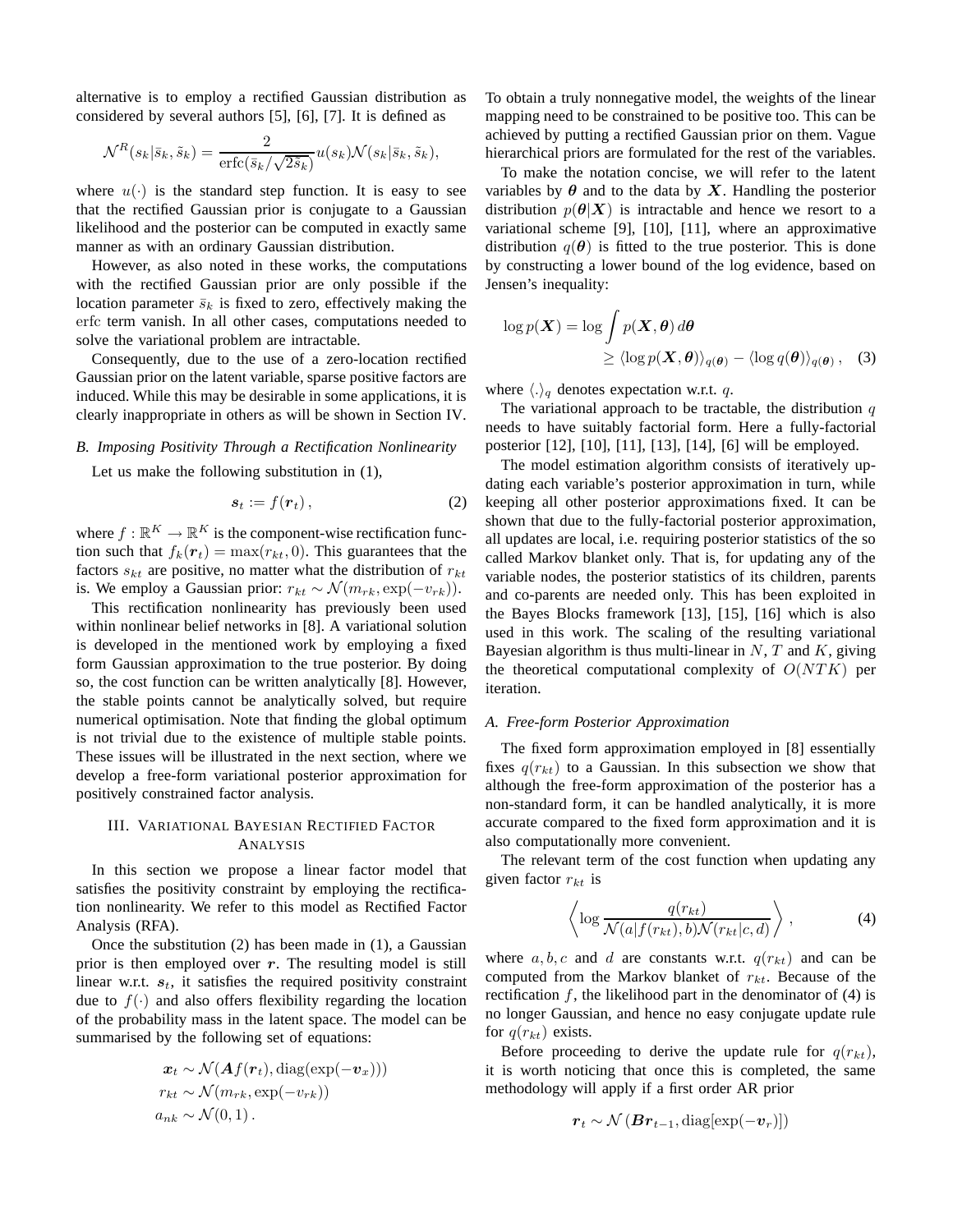alternative is to employ a rectified Gaussian distribution as considered by several authors [5], [6], [7]. It is defined as

$$\mathcal{N}^R(s_k|\bar{s}_k, \tilde{s}_k) = \frac{2}{\operatorname{erfc}(\bar{s}_k/\sqrt{2\tilde{s}_k})} u(s_k)\mathcal{N}(s_k|\bar{s}_k, \tilde{s}_k),$$

where $u(\cdot)$ is the standard step function. It is easy to see that the rectified Gaussian prior is conjugate to a Gaussian likelihood and the posterior can be computed in exactly same manner as with an ordinary Gaussian distribution.

However, as also noted in these works, the computations with the rectified Gaussian prior are only possible if the location parameter $\bar{s}_k$ is fixed to zero, effectively making the erfc term vanish. In all other cases, computations needed to solve the variational problem are intractable.

Consequently, due to the use of a zero-location rectified Gaussian prior on the latent variable, sparse positive factors are induced. While this may be desirable in some applications, it is clearly inappropriate in others as will be shown in Section IV.

### *B. Imposing Positivity Through a Rectification Nonlinearity*

Let us make the following substitution in (1),

$$\boldsymbol{s}_t := f(\boldsymbol{r}_t)\,, \tag{2}$$

where $f : \mathbb{R}^K \to \mathbb{R}^K$ is the component-wise rectification function such that $f_k(\boldsymbol{r}_t) = \max(r_{kt}, 0)$. This guarantees that the factors $s_{kt}$ are positive, no matter what the distribution of $r_{kt}$ is. We employ a Gaussian prior: $r_{kt} \sim \mathcal{N}(m_{rk}, \exp(-v_{rk}))$.

This rectification nonlinearity has previously been used within nonlinear belief networks in [8]. A variational solution is developed in the mentioned work by employing a fixed form Gaussian approximation to the true posterior. By doing so, the cost function can be written analytically [8]. However, the stable points cannot be analytically solved, but require numerical optimisation. Note that finding the global optimum is not trivial due to the existence of multiple stable points. These issues will be illustrated in the next section, where we develop a free-form variational posterior approximation for positively constrained factor analysis.

## III. Variational Bayesian Rectified Factor Analysis

In this section we propose a linear factor model that satisfies the positivity constraint by employing the rectification nonlinearity. We refer to this model as Rectified Factor Analysis (RFA).

Once the substitution (2) has been made in (1), a Gaussian prior is then employed over $\boldsymbol{r}$. The resulting model is still linear w.r.t. $\boldsymbol{s}_t$, it satisfies the required positivity constraint due to $f(\cdot)$ and also offers flexibility regarding the location of the probability mass in the latent space. The model can be summarised by the following set of equations:

$$\begin{aligned}
\boldsymbol{x}_t &\sim \mathcal{N}(\boldsymbol{A}f(\boldsymbol{r}_t), \operatorname{diag}(\exp(-\boldsymbol{v}_x))) \\
r_{kt} &\sim \mathcal{N}(m_{rk}, \exp(-v_{rk})) \\
a_{nk} &\sim \mathcal{N}(0, 1)\,.
\end{aligned}$$

To obtain a truly nonnegative model, the weights of the linear mapping need to be constrained to be positive too. This can be achieved by putting a rectified Gaussian prior on them. Vague hierarchical priors are formulated for the rest of the variables.

To make the notation concise, we will refer to the latent variables by $\boldsymbol{\theta}$ and to the data by $\boldsymbol{X}$. Handling the posterior distribution $p(\boldsymbol{\theta}|\boldsymbol{X})$ is intractable and hence we resort to a variational scheme [9], [10], [11], where an approximative distribution $q(\boldsymbol{\theta})$ is fitted to the true posterior. This is done by constructing a lower bound of the log evidence, based on Jensen's inequality:

$$\begin{aligned}
\log p(\boldsymbol{X}) &= \log \int p(\boldsymbol{X}, \boldsymbol{\theta})\, d\boldsymbol{\theta} \\
&\geq \langle \log p(\boldsymbol{X}, \boldsymbol{\theta}) \rangle_{q(\boldsymbol{\theta})} - \langle \log q(\boldsymbol{\theta}) \rangle_{q(\boldsymbol{\theta})}\,, \quad (3)
\end{aligned}$$

where $\langle . \rangle_q$ denotes expectation w.r.t. $q$.

The variational approach to be tractable, the distribution $q$ needs to have suitably factorial form. Here a fully-factorial posterior [12], [10], [11], [13], [14], [6] will be employed.

The model estimation algorithm consists of iteratively updating each variable's posterior approximation in turn, while keeping all other posterior approximations fixed. It can be shown that due to the fully-factorial posterior approximation, all updates are local, i.e. requiring posterior statistics of the so called Markov blanket only. That is, for updating any of the variable nodes, the posterior statistics of its children, parents and co-parents are needed only. This has been exploited in the Bayes Blocks framework [13], [15], [16] which is also used in this work. The scaling of the resulting variational Bayesian algorithm is thus multi-linear in $N$, $T$ and $K$, giving the theoretical computational complexity of $O(NTK)$ per iteration.

### *A. Free-form Posterior Approximation*

The fixed form approximation employed in [8] essentially fixes $q(r_{kt})$ to a Gaussian. In this subsection we show that although the free-form approximation of the posterior has a non-standard form, it can be handled analytically, it is more accurate compared to the fixed form approximation and it is also computationally more convenient.

The relevant term of the cost function when updating any given factor $r_{kt}$ is

$$\left\langle \log \frac{q(r_{kt})}{\mathcal{N}(a|f(r_{kt}), b)\mathcal{N}(r_{kt}|c, d)} \right\rangle, \tag{4}$$

where $a, b, c$ and $d$ are constants w.r.t. $q(r_{kt})$ and can be computed from the Markov blanket of $r_{kt}$. Because of the rectification $f$, the likelihood part in the denominator of (4) is no longer Gaussian, and hence no easy conjugate update rule for $q(r_{kt})$ exists.

Before proceeding to derive the update rule for $q(r_{kt})$, it is worth noticing that once this is completed, the same methodology will apply if a first order AR prior

$$\boldsymbol{r}_t \sim \mathcal{N}\left(\boldsymbol{B}\boldsymbol{r}_{t-1}, \operatorname{diag}[\exp(-\boldsymbol{v}_r)]\right)$$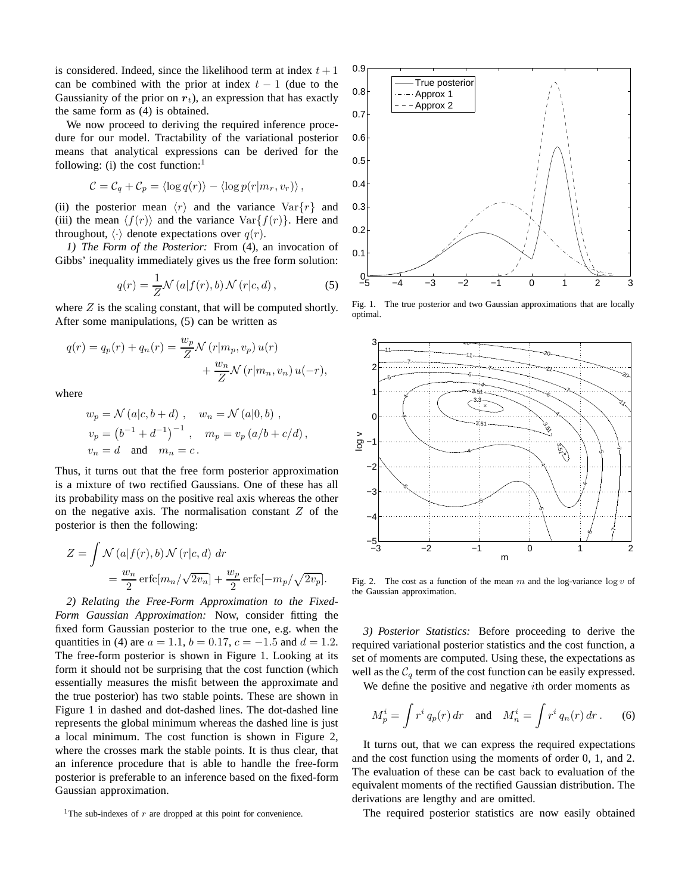is considered. Indeed, since the likelihood term at index $t+1$ can be combined with the prior at index $t-1$ (due to the Gaussianity of the prior on $\boldsymbol{r}_t$), an expression that has exactly the same form as (4) is obtained.

We now proceed to deriving the required inference procedure for our model. Tractability of the variational posterior means that analytical expressions can be derived for the following: (i) the cost function:[1]

$$\mathcal{C} = \mathcal{C}_q + \mathcal{C}_p = \langle \log q(r) \rangle - \langle \log p(r|m_r, v_r) \rangle ,$$

(ii) the posterior mean $\langle r \rangle$ and the variance $\mathrm{Var}\{r\}$ and (iii) the mean $\langle f(r) \rangle$ and the variance $\mathrm{Var}\{f(r)\}$. Here and throughout, $\langle \cdot \rangle$ denote expectations over $q(r)$.

*1) The Form of the Posterior:* From (4), an invocation of Gibbs' inequality immediately gives us the free form solution:

$$q(r) = \frac{1}{Z} \mathcal{N}\left(a|f(r), b\right) \mathcal{N}\left(r|c, d\right), \tag{5}$$

where $Z$ is the scaling constant, that will be computed shortly. After some manipulations, (5) can be written as

$$q(r) = q_p(r) + q_n(r) = \frac{w_p}{Z} \mathcal{N}\left(r|m_p, v_p\right) u(r) + \frac{w_n}{Z} \mathcal{N}\left(r|m_n, v_n\right) u(-r),$$

where

$$w_p = \mathcal{N}\left(a|c, b+d\right), \quad w_n = \mathcal{N}\left(a|0, b\right),$$
$$v_p = \left(b^{-1} + d^{-1}\right)^{-1}, \quad m_p = v_p \left(a/b + c/d\right),$$
$$v_n = d \quad \text{and} \quad m_n = c .$$

Thus, it turns out that the free form posterior approximation is a mixture of two rectified Gaussians. One of these has all its probability mass on the positive real axis whereas the other on the negative axis. The normalisation constant $Z$ of the posterior is then the following:

$$Z = \int \mathcal{N}\left(a|f(r), b\right) \mathcal{N}\left(r|c, d\right) \, dr = \frac{w_n}{2} \mathrm{erfc}[m_n/\sqrt{2v_n}] + \frac{w_p}{2} \mathrm{erfc}[-m_p/\sqrt{2v_p}].$$

*2) Relating the Free-Form Approximation to the Fixed-Form Gaussian Approximation:* Now, consider fitting the fixed form Gaussian posterior to the true one, e.g. when the quantities in (4) are $a = 1.1$, $b = 0.17$, $c = -1.5$ and $d = 1.2$. The free-form posterior is shown in Figure 1. Looking at its form it should not be surprising that the cost function (which essentially measures the misfit between the approximate and the true posterior) has two stable points. These are shown in Figure 1 in dashed and dot-dashed lines. The dot-dashed line represents the global minimum whereas the dashed line is just a local minimum. The cost function is shown in Figure 2, where the crosses mark the stable points. It is thus clear, that an inference procedure that is able to handle the free-form posterior is preferable to an inference based on the fixed-form Gaussian approximation.

[1]The sub-indexes of $r$ are dropped at this point for convenience.

Fig. 1. The true posterior and two Gaussian approximations that are locally optimal.

Fig. 2. The cost as a function of the mean $m$ and the log-variance $\log v$ of the Gaussian approximation.

*3) Posterior Statistics:* Before proceeding to derive the required variational posterior statistics and the cost function, a set of moments are computed. Using these, the expectations as well as the $\mathcal{C}_q$ term of the cost function can be easily expressed.

We define the positive and negative $i$th order moments as

$$M_p^i = \int r^i \, q_p(r) \, dr \quad \text{and} \quad M_n^i = \int r^i \, q_n(r) \, dr . \tag{6}$$

It turns out, that we can express the required expectations and the cost function using the moments of order 0, 1, and 2. The evaluation of these can be cast back to evaluation of the equivalent moments of the rectified Gaussian distribution. The derivations are lengthy and are omitted.

The required posterior statistics are now easily obtained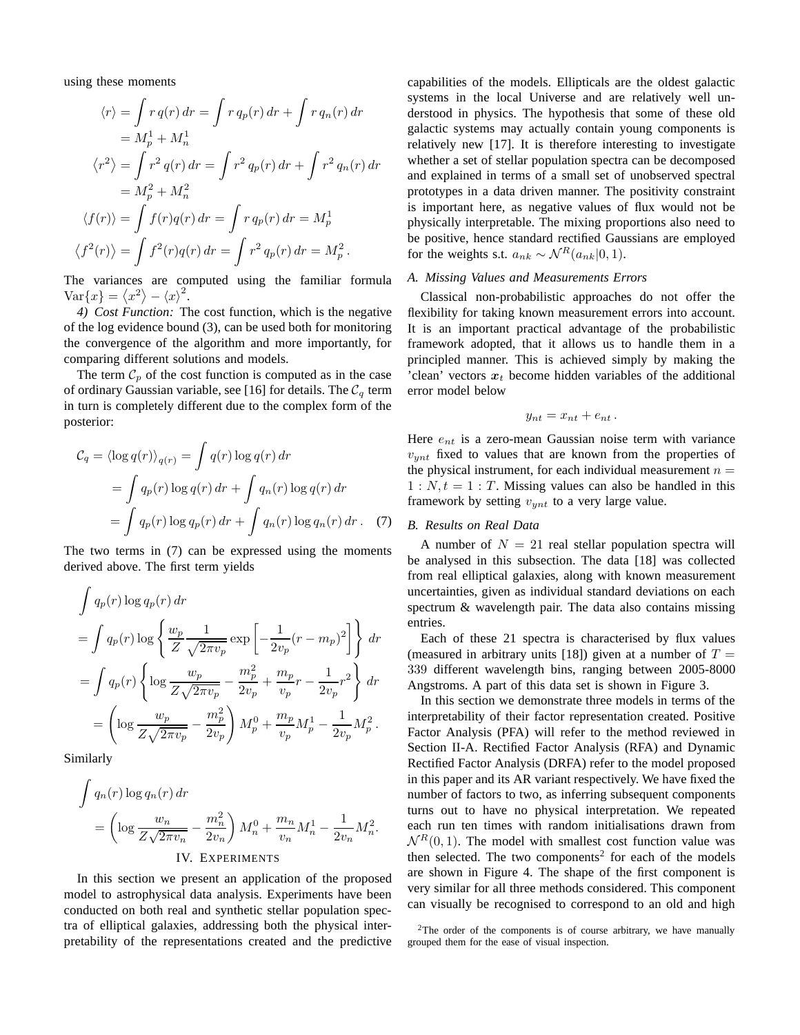using these moments

$$
\begin{aligned}
\langle r \rangle &= \int r\, q(r)\, dr = \int r\, q_p(r)\, dr + \int r\, q_n(r)\, dr \\
&= M_p^1 + M_n^1 \\
\langle r^2 \rangle &= \int r^2\, q(r)\, dr = \int r^2\, q_p(r)\, dr + \int r^2\, q_n(r)\, dr \\
&= M_p^2 + M_n^2 \\
\langle f(r) \rangle &= \int f(r) q(r)\, dr = \int r\, q_p(r)\, dr = M_p^1 \\
\langle f^2(r) \rangle &= \int f^2(r) q(r)\, dr = \int r^2\, q_p(r)\, dr = M_p^2\, .
\end{aligned}
$$

The variances are computed using the familiar formula $\mathrm{Var}\{x\} = \langle x^2 \rangle - \langle x \rangle^2$.

*4) Cost Function:* The cost function, which is the negative of the log evidence bound (3), can be used both for monitoring the convergence of the algorithm and more importantly, for comparing different solutions and models.

The term $\mathcal{C}_p$ of the cost function is computed as in the case of ordinary Gaussian variable, see [16] for details. The $\mathcal{C}_q$ term in turn is completely different due to the complex form of the posterior:

$$
\begin{aligned}
\mathcal{C}_q = \langle \log q(r) \rangle_{q(r)} &= \int q(r) \log q(r)\, dr \\
&= \int q_p(r) \log q(r)\, dr + \int q_n(r) \log q(r)\, dr \\
&= \int q_p(r) \log q_p(r)\, dr + \int q_n(r) \log q_n(r)\, dr\, . \quad (7)
\end{aligned}
$$

The two terms in (7) can be expressed using the moments derived above. The first term yields

$$
\begin{aligned}
&\int q_p(r) \log q_p(r)\, dr \\
&= \int q_p(r) \log \left\{ \frac{w_p}{Z} \frac{1}{\sqrt{2\pi v_p}} \exp\left[ -\frac{1}{2v_p}(r - m_p)^2 \right] \right\} dr \\
&= \int q_p(r) \left\{ \log \frac{w_p}{Z\sqrt{2\pi v_p}} - \frac{m_p^2}{2v_p} + \frac{m_p}{v_p} r - \frac{1}{2v_p} r^2 \right\} dr \\
&= \left( \log \frac{w_p}{Z\sqrt{2\pi v_p}} - \frac{m_p^2}{2v_p} \right) M_p^0 + \frac{m_p}{v_p} M_p^1 - \frac{1}{2v_p} M_p^2\, .
\end{aligned}
$$

Similarly

$$
\begin{aligned}
&\int q_n(r) \log q_n(r)\, dr \\
&= \left( \log \frac{w_n}{Z\sqrt{2\pi v_n}} - \frac{m_n^2}{2v_n} \right) M_n^0 + \frac{m_n}{v_n} M_n^1 - \frac{1}{2v_n} M_n^2 .
\end{aligned}
$$

## IV. Experiments

In this section we present an application of the proposed model to astrophysical data analysis. Experiments have been conducted on both real and synthetic stellar population spectra of elliptical galaxies, addressing both the physical interpretability of the representations created and the predictive capabilities of the models. Ellipticals are the oldest galactic systems in the local Universe and are relatively well understood in physics. The hypothesis that some of these old galactic systems may actually contain young components is relatively new [17]. It is therefore interesting to investigate whether a set of stellar population spectra can be decomposed and explained in terms of a small set of unobserved spectral prototypes in a data driven manner. The positivity constraint is important here, as negative values of flux would not be physically interpretable. The mixing proportions also need to be positive, hence standard rectified Gaussians are employed for the weights s.t. $a_{nk} \sim \mathcal{N}^R(a_{nk}|0, 1)$.

### A. Missing Values and Measurements Errors

Classical non-probabilistic approaches do not offer the flexibility for taking known measurement errors into account. It is an important practical advantage of the probabilistic framework adopted, that it allows us to handle them in a principled manner. This is achieved simply by making the 'clean' vectors $\boldsymbol{x}_t$ become hidden variables of the additional error model below

$$
y_{nt} = x_{nt} + e_{nt}\, .
$$

Here $e_{nt}$ is a zero-mean Gaussian noise term with variance $v_{ynt}$ fixed to values that are known from the properties of the physical instrument, for each individual measurement $n = 1:N, t = 1:T$. Missing values can also be handled in this framework by setting $v_{ynt}$ to a very large value.

### B. Results on Real Data

A number of $N = 21$ real stellar population spectra will be analysed in this subsection. The data [18] was collected from real elliptical galaxies, along with known measurement uncertainties, given as individual standard deviations on each spectrum & wavelength pair. The data also contains missing entries.

Each of these 21 spectra is characterised by flux values (measured in arbitrary units [18]) given at a number of $T = 339$ different wavelength bins, ranging between 2005-8000 Angstroms. A part of this data set is shown in Figure 3.

In this section we demonstrate three models in terms of the interpretability of their factor representation created. Positive Factor Analysis (PFA) will refer to the method reviewed in Section II-A. Rectified Factor Analysis (RFA) and Dynamic Rectified Factor Analysis (DRFA) refer to the model proposed in this paper and its AR variant respectively. We have fixed the number of factors to two, as inferring subsequent components turns out to have no physical interpretation. We repeated each run ten times with random initialisations drawn from $\mathcal{N}^R(0, 1)$. The model with smallest cost function value was then selected. The two components[2] for each of the models are shown in Figure 4. The shape of the first component is very similar for all three methods considered. This component can visually be recognised to correspond to an old and high

[2] The order of the components is of course arbitrary, we have manually grouped them for the ease of visual inspection.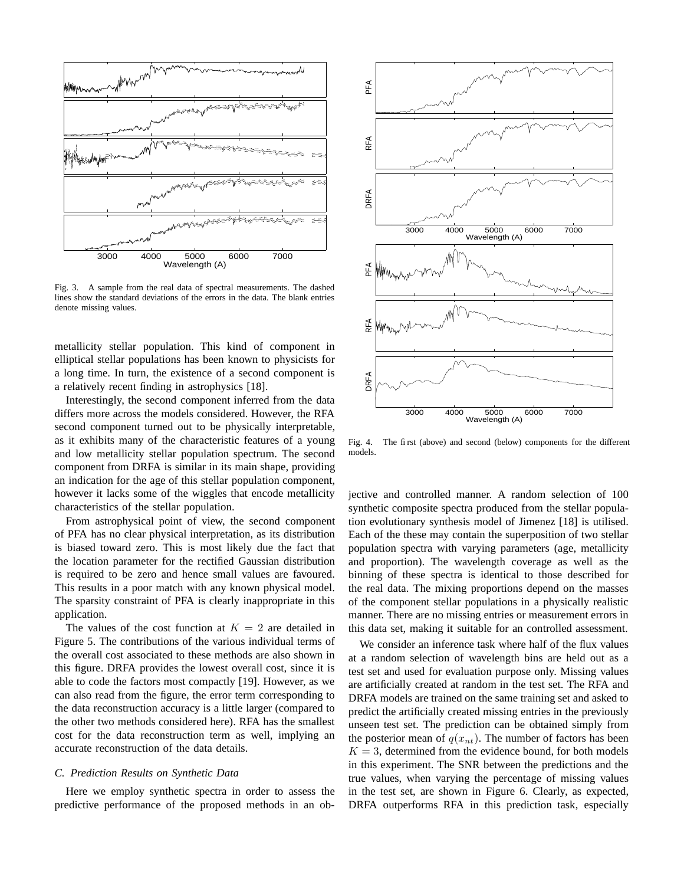Fig. 3. A sample from the real data of spectral measurements. The dashed lines show the standard deviations of the errors in the data. The blank entries denote missing values.

Fig. 4. The first (above) and second (below) components for the different models.

metallicity stellar population. This kind of component in elliptical stellar populations has been known to physicists for a long time. In turn, the existence of a second component is a relatively recent finding in astrophysics [18].

Interestingly, the second component inferred from the data differs more across the models considered. However, the RFA second component turned out to be physically interpretable, as it exhibits many of the characteristic features of a young and low metallicity stellar population spectrum. The second component from DRFA is similar in its main shape, providing an indication for the age of this stellar population component, however it lacks some of the wiggles that encode metallicity characteristics of the stellar population.

From astrophysical point of view, the second component of PFA has no clear physical interpretation, as its distribution is biased toward zero. This is most likely due the fact that the location parameter for the rectified Gaussian distribution is required to be zero and hence small values are favoured. This results in a poor match with any known physical model. The sparsity constraint of PFA is clearly inappropriate in this application.

The values of the cost function at $K = 2$ are detailed in Figure 5. The contributions of the various individual terms of the overall cost associated to these methods are also shown in this figure. DRFA provides the lowest overall cost, since it is able to code the factors most compactly [19]. However, as we can also read from the figure, the error term corresponding to the data reconstruction accuracy is a little larger (compared to the other two methods considered here). RFA has the smallest cost for the data reconstruction term as well, implying an accurate reconstruction of the data details.

### C. Prediction Results on Synthetic Data

Here we employ synthetic spectra in order to assess the predictive performance of the proposed methods in an objective and controlled manner. A random selection of 100 synthetic composite spectra produced from the stellar population evolutionary synthesis model of Jimenez [18] is utilised. Each of the these may contain the superposition of two stellar population spectra with varying parameters (age, metallicity and proportion). The wavelength coverage as well as the binning of these spectra is identical to those described for the real data. The mixing proportions depend on the masses of the component stellar populations in a physically realistic manner. There are no missing entries or measurement errors in this data set, making it suitable for an controlled assessment.

We consider an inference task where half of the flux values at a random selection of wavelength bins are held out as a test set and used for evaluation purpose only. Missing values are artificially created at random in the test set. The RFA and DRFA models are trained on the same training set and asked to predict the artificially created missing entries in the previously unseen test set. The prediction can be obtained simply from the posterior mean of $q(x_{nt})$. The number of factors has been $K = 3$, determined from the evidence bound, for both models in this experiment. The SNR between the predictions and the true values, when varying the percentage of missing values in the test set, are shown in Figure 6. Clearly, as expected, DRFA outperforms RFA in this prediction task, especially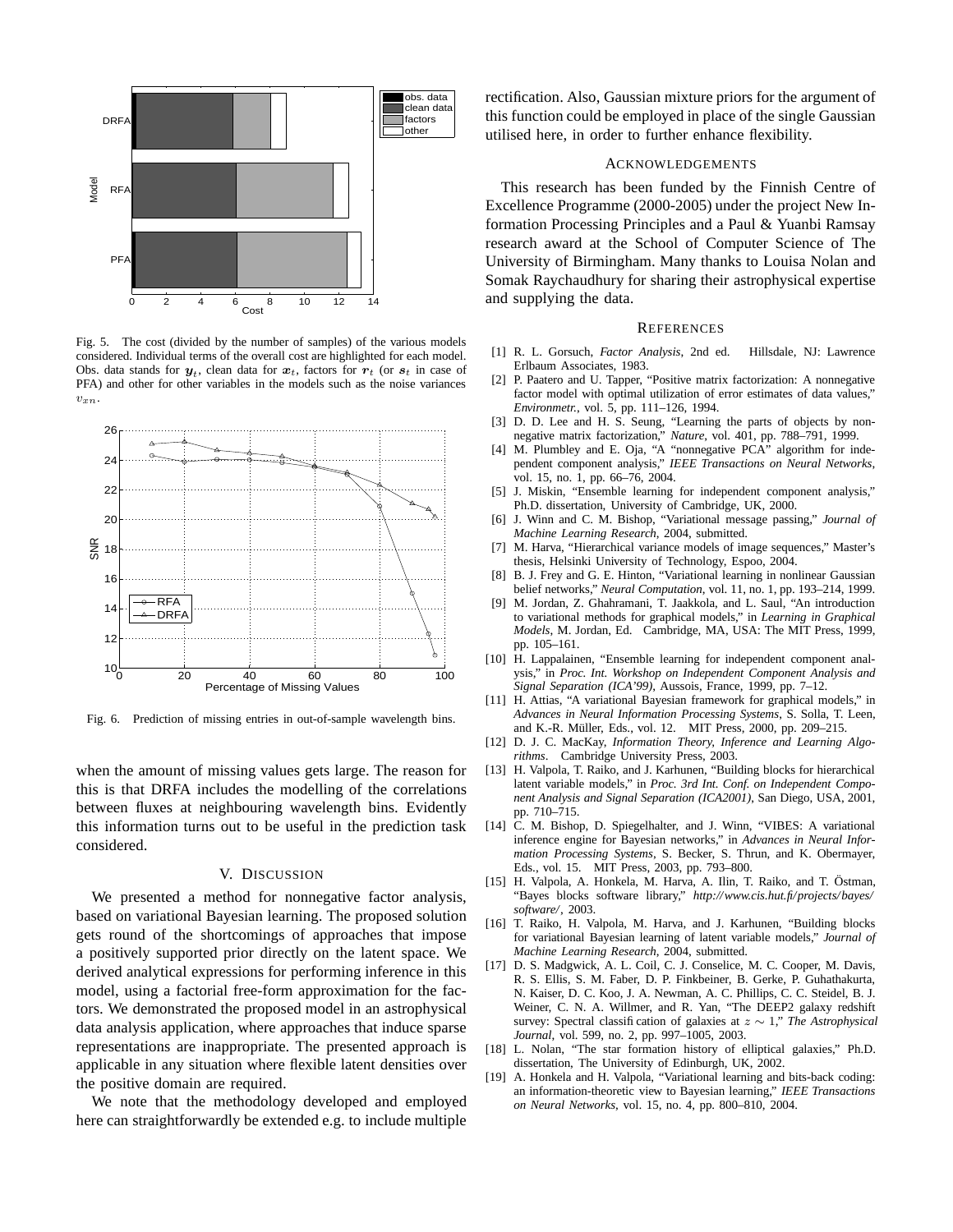obs. data
clean data
factors
other

DRFA
RFA
PFA
Model

0 2 4 6 8 10 12 14
Cost

Fig. 5. The cost (divided by the number of samples) of the various models considered. Individual terms of the overall cost are highlighted for each model. Obs. data stands for $\boldsymbol{y}_t$, clean data for $\boldsymbol{x}_t$, factors for $\boldsymbol{r}_t$ (or $\boldsymbol{s}_t$ in case of PFA) and other for other variables in the models such as the noise variances $v_{xn}$.

SNR
26
24
22
20
18
16
14
12
10

RFA
DRFA

0 20 40 60 80 100
Percentage of Missing Values

Fig. 6. Prediction of missing entries in out-of-sample wavelength bins.

when the amount of missing values gets large. The reason for this is that DRFA includes the modelling of the correlations between fluxes at neighbouring wavelength bins. Evidently this information turns out to be useful in the prediction task considered.

## V. Discussion

We presented a method for nonnegative factor analysis, based on variational Bayesian learning. The proposed solution gets round of the shortcomings of approaches that impose a positively supported prior directly on the latent space. We derived analytical expressions for performing inference in this model, using a factorial free-form approximation for the factors. We demonstrated the proposed model in an astrophysical data analysis application, where approaches that induce sparse representations are inappropriate. The presented approach is applicable in any situation where flexible latent densities over the positive domain are required.

We note that the methodology developed and employed here can straightforwardly be extended e.g. to include multiple rectification. Also, Gaussian mixture priors for the argument of this function could be employed in place of the single Gaussian utilised here, in order to further enhance flexibility.

## Acknowledgements

This research has been funded by the Finnish Centre of Excellence Programme (2000-2005) under the project New Information Processing Principles and a Paul & Yuanbi Ramsay research award at the School of Computer Science of The University of Birmingham. Many thanks to Louisa Nolan and Somak Raychaudhury for sharing their astrophysical expertise and supplying the data.

## References

[1] R. L. Gorsuch, *Factor Analysis*, 2nd ed. Hillsdale, NJ: Lawrence Erlbaum Associates, 1983.

[2] P. Paatero and U. Tapper, “Positive matrix factorization: A nonnegative factor model with optimal utilization of error estimates of data values,” *Environmetr.*, vol. 5, pp. 111–126, 1994.

[3] D. D. Lee and H. S. Seung, “Learning the parts of objects by non-negative matrix factorization,” *Nature*, vol. 401, pp. 788–791, 1999.

[4] M. Plumbley and E. Oja, “A “nonnegative PCA” algorithm for independent component analysis,” *IEEE Transactions on Neural Networks*, vol. 15, no. 1, pp. 66–76, 2004.

[5] J. Miskin, “Ensemble learning for independent component analysis,” Ph.D. dissertation, University of Cambridge, UK, 2000.

[6] J. Winn and C. M. Bishop, “Variational message passing,” *Journal of Machine Learning Research*, 2004, submitted.

[7] M. Harva, “Hierarchical variance models of image sequences,” Master’s thesis, Helsinki University of Technology, Espoo, 2004.

[8] B. J. Frey and G. E. Hinton, “Variational learning in nonlinear Gaussian belief networks,” *Neural Computation*, vol. 11, no. 1, pp. 193–214, 1999.

[9] M. Jordan, Z. Ghahramani, T. Jaakkola, and L. Saul, “An introduction to variational methods for graphical models,” in *Learning in Graphical Models*, M. Jordan, Ed. Cambridge, MA, USA: The MIT Press, 1999, pp. 105–161.

[10] H. Lappalainen, “Ensemble learning for independent component analysis,” in *Proc. Int. Workshop on Independent Component Analysis and Signal Separation (ICA’99)*, Aussois, France, 1999, pp. 7–12.

[11] H. Attias, “A variational Bayesian framework for graphical models,” in *Advances in Neural Information Processing Systems*, S. Solla, T. Leen, and K.-R. Müller, Eds., vol. 12. MIT Press, 2000, pp. 209–215.

[12] D. J. C. MacKay, *Information Theory, Inference and Learning Algorithms*. Cambridge University Press, 2003.

[13] H. Valpola, T. Raiko, and J. Karhunen, “Building blocks for hierarchical latent variable models,” in *Proc. 3rd Int. Conf. on Independent Component Analysis and Signal Separation (ICA2001)*, San Diego, USA, 2001, pp. 710–715.

[14] C. M. Bishop, D. Spiegelhalter, and J. Winn, “VIBES: A variational inference engine for Bayesian networks,” in *Advances in Neural Information Processing Systems*, S. Becker, S. Thrun, and K. Obermayer, Eds., vol. 15. MIT Press, 2003, pp. 793–800.

[15] H. Valpola, A. Honkela, M. Harva, A. Ilin, T. Raiko, and T. Östman, “Bayes blocks software library,” *http://www.cis.hut.fi/projects/bayes/software/*, 2003.

[16] T. Raiko, H. Valpola, M. Harva, and J. Karhunen, “Building blocks for variational Bayesian learning of latent variable models,” *Journal of Machine Learning Research*, 2004, submitted.

[17] D. S. Madgwick, A. L. Coil, C. J. Conselice, M. C. Cooper, M. Davis, R. S. Ellis, S. M. Faber, D. P. Finkbeiner, B. Gerke, P. Guhathakurta, N. Kaiser, D. C. Koo, J. A. Newman, A. C. Phillips, C. C. Steidel, B. J. Weiner, C. N. A. Willmer, and R. Yan, “The DEEP2 galaxy redshift survey: Spectral classification of galaxies at $z \sim 1$,” *The Astrophysical Journal*, vol. 599, no. 2, pp. 997–1005, 2003.

[18] L. Nolan, “The star formation history of elliptical galaxies,” Ph.D. dissertation, The University of Edinburgh, UK, 2002.

[19] A. Honkela and H. Valpola, “Variational learning and bits-back coding: an information-theoretic view to Bayesian learning,” *IEEE Transactions on Neural Networks*, vol. 15, no. 4, pp. 800–810, 2004.